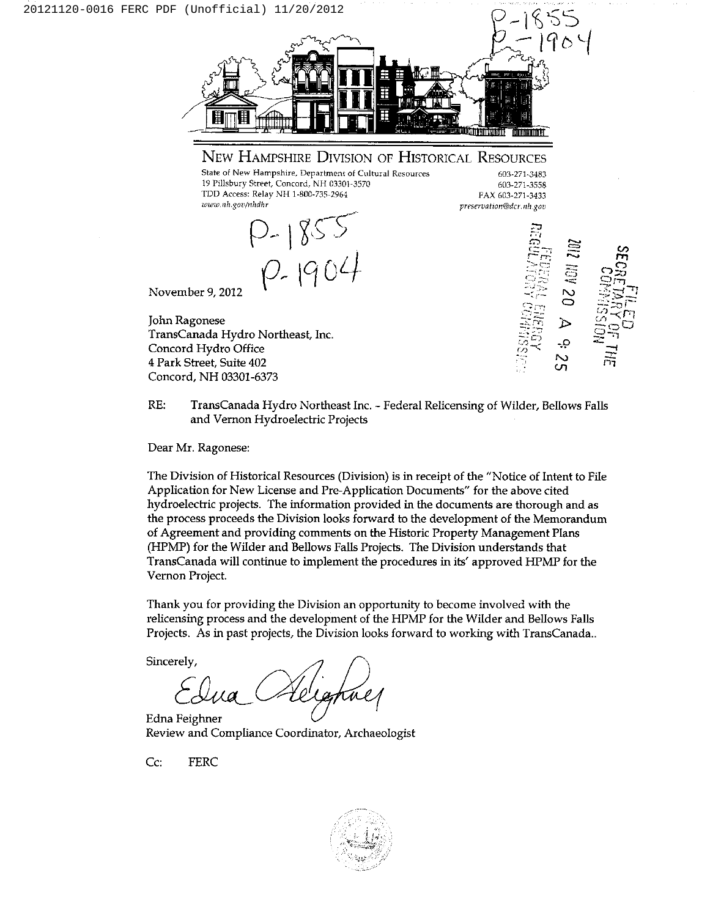P-1855
P-1904

# New Hampshire Division of Historical Resources

State of New Hampshire, Department of Cultural Resources
19 Pillsbury Street, Concord, NH 03301-3570
TDD Access: Relay NH 1-800-735-2964
*www.nh.gov/nhdhr*

603-271-3483
603-271-3558
FAX 603-271-3433
*preservation@dcr.nh.gov*

P-1855
P-1904

FILED
SECRETARY OF THE COMMISSION
2012 NOV 20 A 9:25
FEDERAL ENERGY REGULATORY COMMISSION

November 9, 2012

John Ragonese
TransCanada Hydro Northeast, Inc.
Concord Hydro Office
4 Park Street, Suite 402
Concord, NH 03301-6373

RE: TransCanada Hydro Northeast Inc. - Federal Relicensing of Wilder, Bellows Falls and Vernon Hydroelectric Projects

Dear Mr. Ragonese:

The Division of Historical Resources (Division) is in receipt of the "Notice of Intent to File Application for New License and Pre-Application Documents" for the above cited hydroelectric projects. The information provided in the documents are thorough and as the process proceeds the Division looks forward to the development of the Memorandum of Agreement and providing comments on the Historic Property Management Plans (HPMP) for the Wilder and Bellows Falls Projects. The Division understands that TransCanada will continue to implement the procedures in its' approved HPMP for the Vernon Project.

Thank you for providing the Division an opportunity to become involved with the relicensing process and the development of the HPMP for the Wilder and Bellows Falls Projects. As in past projects, the Division looks forward to working with TransCanada..

Sincerely,

Edna Feighner

Edna Feighner
Review and Compliance Coordinator, Archaeologist

Cc: FERC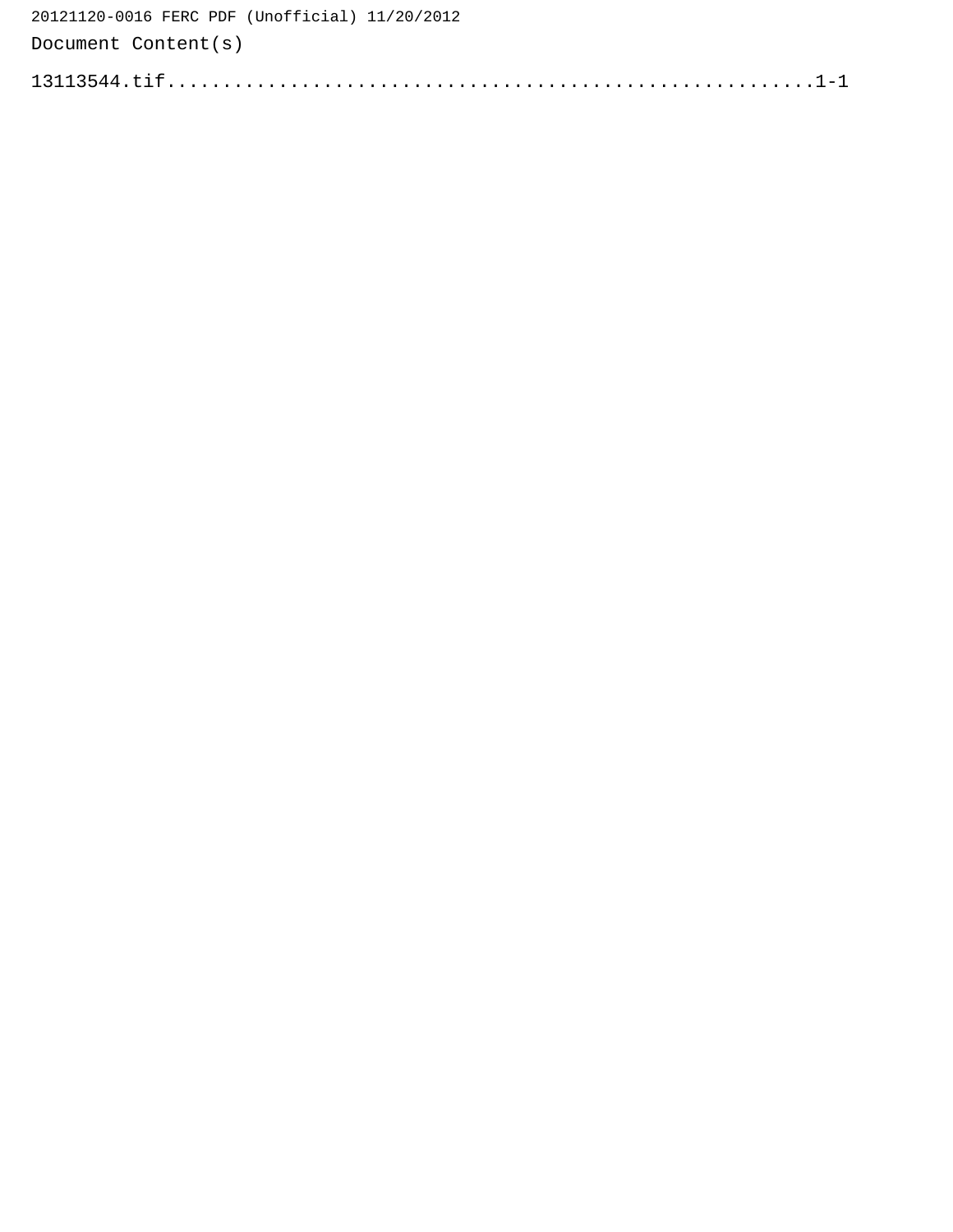Document Content(s)

13113544.tif......................................................1-1